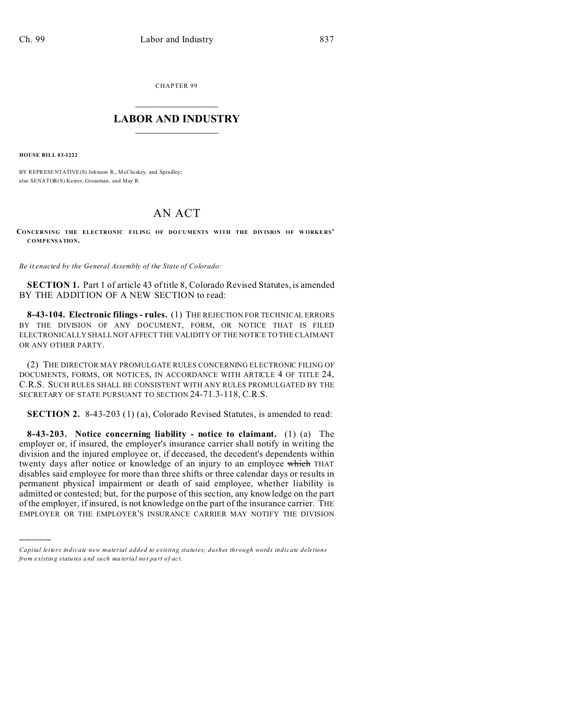CHAPTER 99

# LABOR AND INDUSTRY

**HOUSE BILL 03-1222**

BY REPRESENTATIVE(S) Johnson R., McCluskey, and Spradley;
also SENATOR(S) Kester, Grossman, and May R.

# AN ACT

**CONCERNING THE ELECTRONIC FILING OF DOCUMENTS WITH THE DIVISION OF WORKERS' COMPENSATION.**

*Be it enacted by the General Assembly of the State of Colorado:*

**SECTION 1.** Part 1 of article 43 of title 8, Colorado Revised Statutes, is amended BY THE ADDITION OF A NEW SECTION to read:

**8-43-104. Electronic filings - rules.** (1) THE REJECTION FOR TECHNICAL ERRORS BY THE DIVISION OF ANY DOCUMENT, FORM, OR NOTICE THAT IS FILED ELECTRONICALLY SHALL NOT AFFECT THE VALIDITY OF THE NOTICE TO THE CLAIMANT OR ANY OTHER PARTY.

(2) THE DIRECTOR MAY PROMULGATE RULES CONCERNING ELECTRONIC FILING OF DOCUMENTS, FORMS, OR NOTICES, IN ACCORDANCE WITH ARTICLE 4 OF TITLE 24, C.R.S. SUCH RULES SHALL BE CONSISTENT WITH ANY RULES PROMULGATED BY THE SECRETARY OF STATE PURSUANT TO SECTION 24-71.3-118, C.R.S.

**SECTION 2.** 8-43-203 (1) (a), Colorado Revised Statutes, is amended to read:

**8-43-203. Notice concerning liability - notice to claimant.** (1) (a) The employer or, if insured, the employer's insurance carrier shall notify in writing the division and the injured employee or, if deceased, the decedent's dependents within twenty days after notice or knowledge of an injury to an employee ~~which~~ THAT disables said employee for more than three shifts or three calendar days or results in permanent physical impairment or death of said employee, whether liability is admitted or contested; but, for the purpose of this section, any knowledge on the part of the employer, if insured, is not knowledge on the part of the insurance carrier. THE EMPLOYER OR THE EMPLOYER'S INSURANCE CARRIER MAY NOTIFY THE DIVISION

---

*Capital letters indicate new material added to existing statutes; dashes through words indicate deletions from existing statutes and such material not part of act.*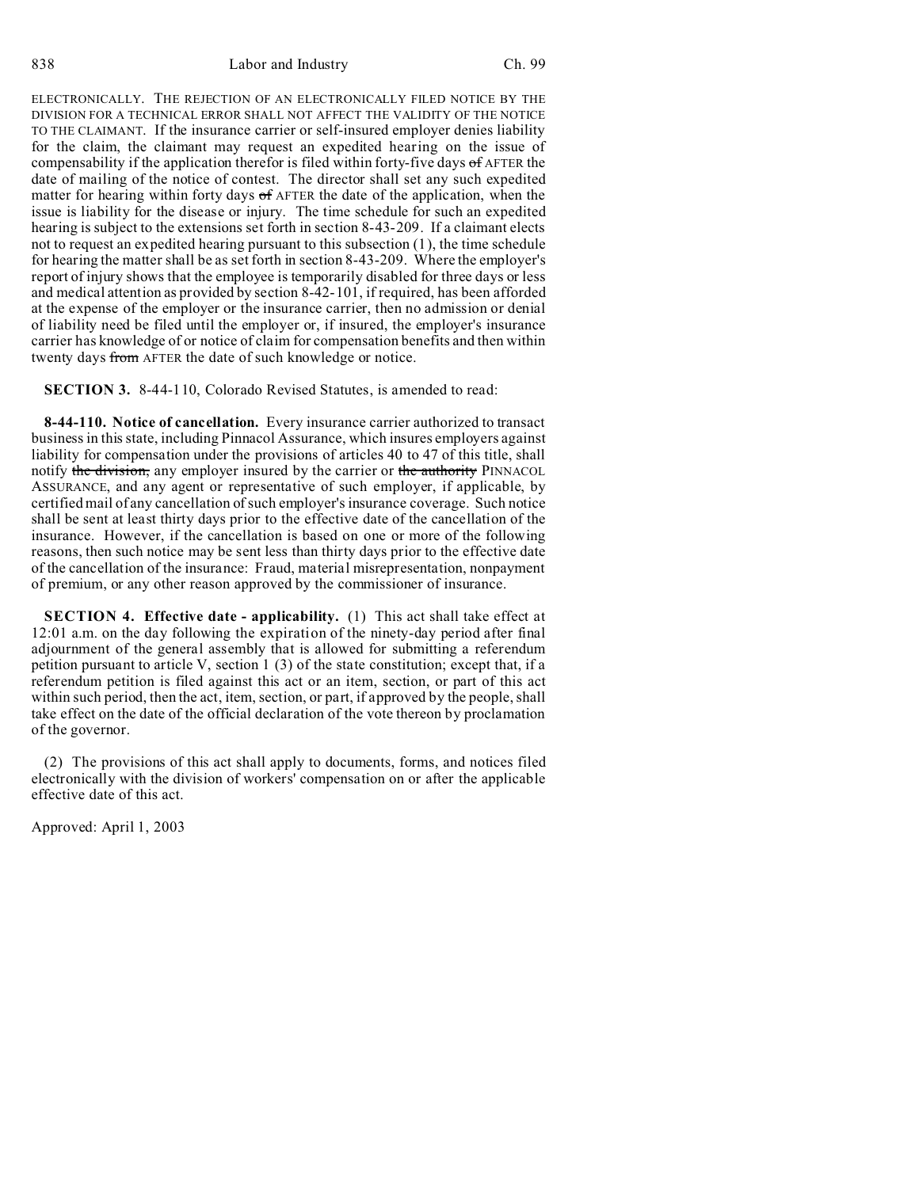ELECTRONICALLY. THE REJECTION OF AN ELECTRONICALLY FILED NOTICE BY THE DIVISION FOR A TECHNICAL ERROR SHALL NOT AFFECT THE VALIDITY OF THE NOTICE TO THE CLAIMANT. If the insurance carrier or self-insured employer denies liability for the claim, the claimant may request an expedited hearing on the issue of compensability if the application therefor is filed within forty-five days ~~of~~ AFTER the date of mailing of the notice of contest. The director shall set any such expedited matter for hearing within forty days ~~of~~ AFTER the date of the application, when the issue is liability for the disease or injury. The time schedule for such an expedited hearing is subject to the extensions set forth in section 8-43-209. If a claimant elects not to request an expedited hearing pursuant to this subsection (1), the time schedule for hearing the matter shall be as set forth in section 8-43-209. Where the employer's report of injury shows that the employee is temporarily disabled for three days or less and medical attention as provided by section 8-42-101, if required, has been afforded at the expense of the employer or the insurance carrier, then no admission or denial of liability need be filed until the employer or, if insured, the employer's insurance carrier has knowledge of or notice of claim for compensation benefits and then within twenty days ~~from~~ AFTER the date of such knowledge or notice.

**SECTION 3.** 8-44-110, Colorado Revised Statutes, is amended to read:

**8-44-110. Notice of cancellation.** Every insurance carrier authorized to transact business in this state, including Pinnacol Assurance, which insures employers against liability for compensation under the provisions of articles 40 to 47 of this title, shall notify ~~the division,~~ any employer insured by the carrier or ~~the authority~~ PINNACOL ASSURANCE, and any agent or representative of such employer, if applicable, by certified mail of any cancellation of such employer's insurance coverage. Such notice shall be sent at least thirty days prior to the effective date of the cancellation of the insurance. However, if the cancellation is based on one or more of the following reasons, then such notice may be sent less than thirty days prior to the effective date of the cancellation of the insurance: Fraud, material misrepresentation, nonpayment of premium, or any other reason approved by the commissioner of insurance.

**SECTION 4. Effective date - applicability.** (1) This act shall take effect at 12:01 a.m. on the day following the expiration of the ninety-day period after final adjournment of the general assembly that is allowed for submitting a referendum petition pursuant to article V, section 1 (3) of the state constitution; except that, if a referendum petition is filed against this act or an item, section, or part of this act within such period, then the act, item, section, or part, if approved by the people, shall take effect on the date of the official declaration of the vote thereon by proclamation of the governor.

(2) The provisions of this act shall apply to documents, forms, and notices filed electronically with the division of workers' compensation on or after the applicable effective date of this act.

Approved: April 1, 2003